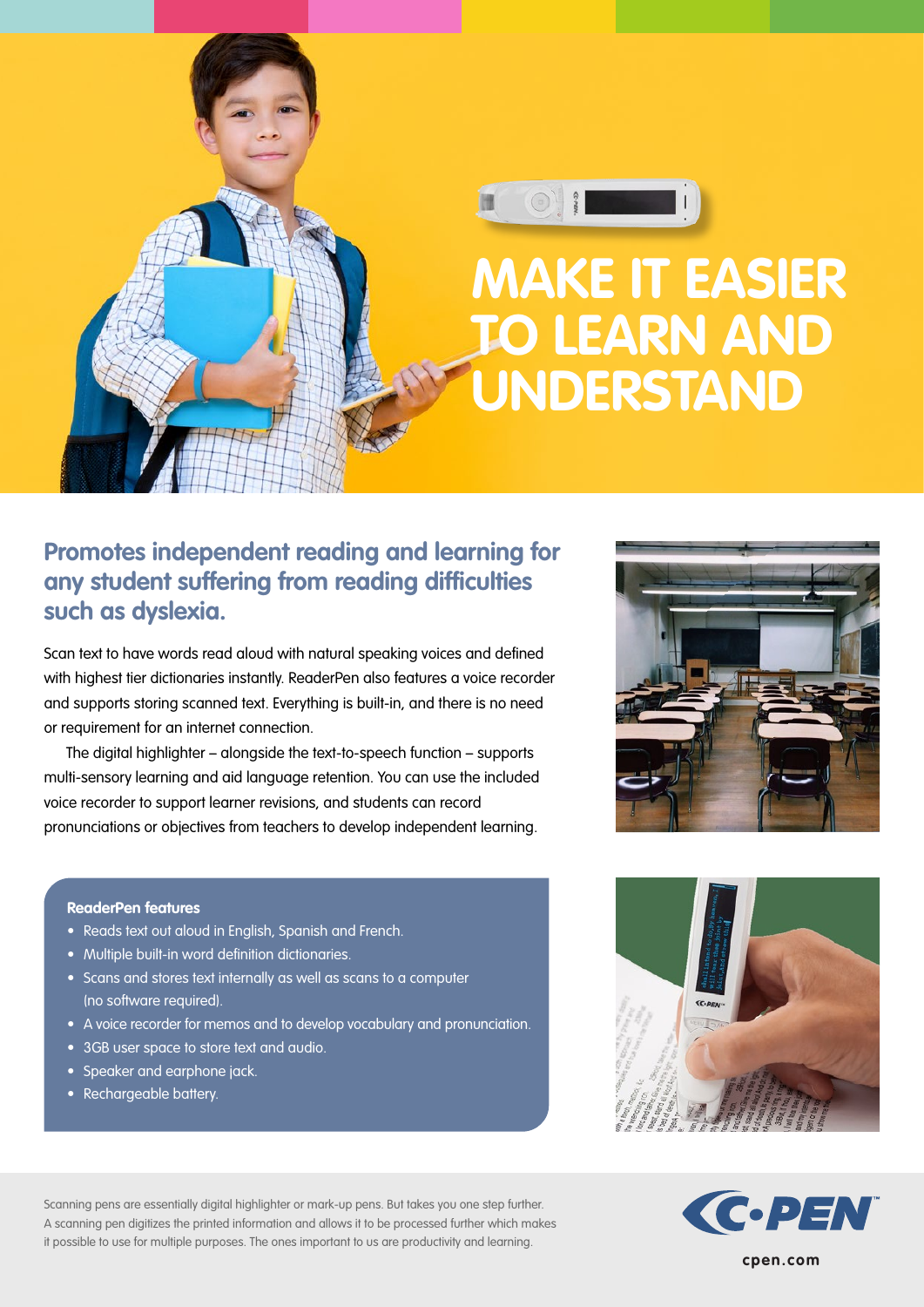# MAKE IT EASIER TO LEARN AND UNDERSTAND

## Promotes independent reading and learning for any student suffering from reading difficulties such as dyslexia.

Scan text to have words read aloud with natural speaking voices and defined with highest tier dictionaries instantly. ReaderPen also features a voice recorder and supports storing scanned text. Everything is built-in, and there is no need or requirement for an internet connection.

The digital highlighter – alongside the text-to-speech function – supports multi-sensory learning and aid language retention. You can use the included voice recorder to support learner revisions, and students can record pronunciations or objectives from teachers to develop independent learning.

**ReaderPen features**

- Reads text out aloud in English, Spanish and French.
- Multiple built-in word definition dictionaries.
- Scans and stores text internally as well as scans to a computer (no software required).
- A voice recorder for memos and to develop vocabulary and pronunciation.
- 3GB user space to store text and audio.
- Speaker and earphone jack.
- Rechargeable battery.

Scanning pens are essentially digital highlighter or mark-up pens. But takes you one step further. A scanning pen digitizes the printed information and allows it to be processed further which makes it possible to use for multiple purposes. The ones important to us are productivity and learning.

C·PEN

cpen.com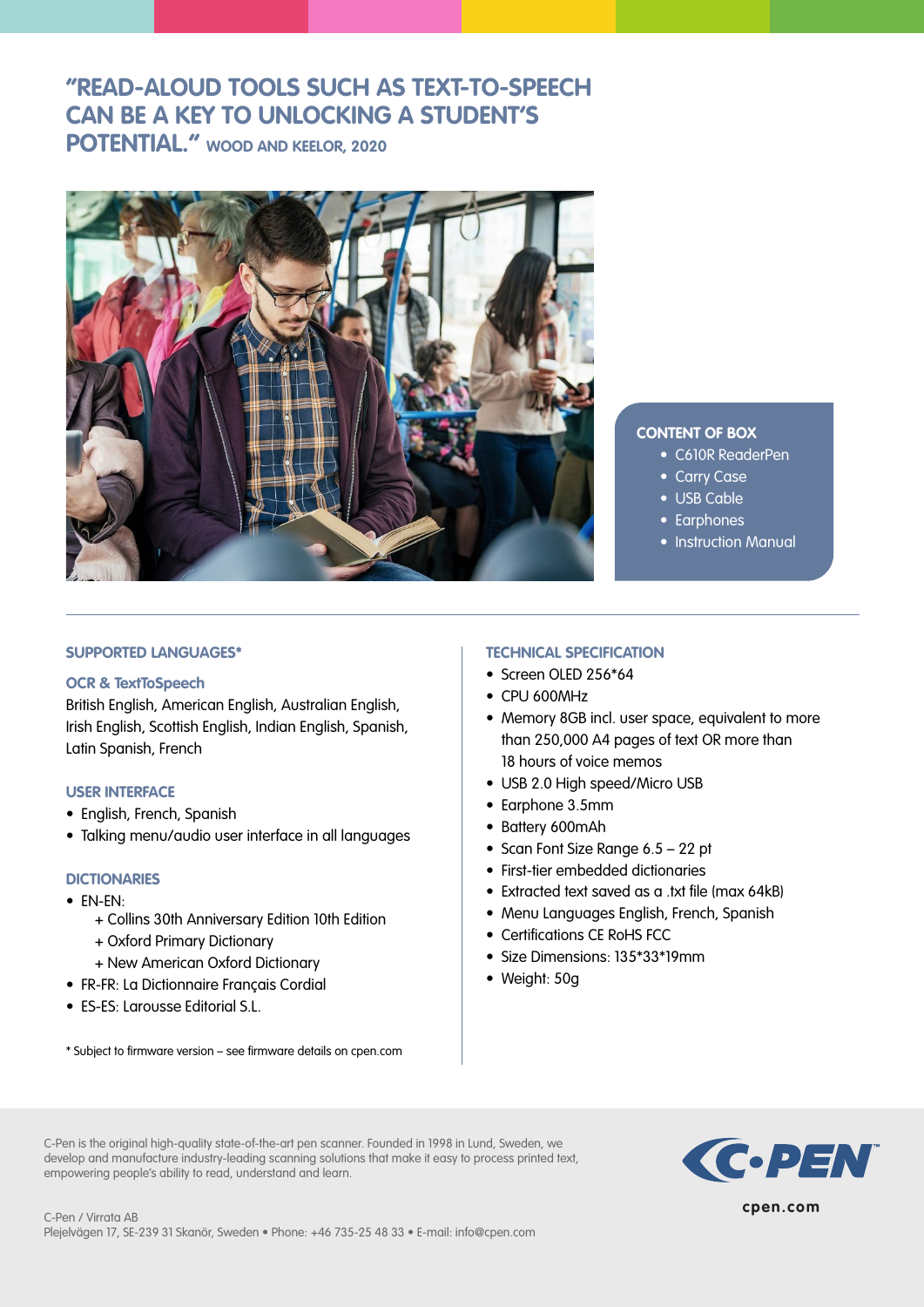# "READ-ALOUD TOOLS SUCH AS TEXT-TO-SPEECH CAN BE A KEY TO UNLOCKING A STUDENT'S POTENTIAL." WOOD AND KEELOR, 2020

**CONTENT OF BOX**

- C610R ReaderPen
- Carry Case
- USB Cable
- Earphones
- Instruction Manual

## SUPPORTED LANGUAGES*

### OCR & TextToSpeech

British English, American English, Australian English, Irish English, Scottish English, Indian English, Spanish, Latin Spanish, French

### USER INTERFACE

- English, French, Spanish
- Talking menu/audio user interface in all languages

### DICTIONARIES

- EN-EN:
  - + Collins 30th Anniversary Edition 10th Edition
  - + Oxford Primary Dictionary
  - + New American Oxford Dictionary
- FR-FR: La Dictionnaire Français Cordial
- ES-ES: Larousse Editorial S.L.

\* Subject to firmware version – see firmware details on cpen.com

## TECHNICAL SPECIFICATION

- Screen OLED 256*64
- CPU 600MHz
- Memory 8GB incl. user space, equivalent to more than 250,000 A4 pages of text OR more than 18 hours of voice memos
- USB 2.0 High speed/Micro USB
- Earphone 3.5mm
- Battery 600mAh
- Scan Font Size Range 6.5 – 22 pt
- First-tier embedded dictionaries
- Extracted text saved as a .txt file (max 64kB)
- Menu Languages English, French, Spanish
- Certifications CE RoHS FCC
- Size Dimensions: 135*33*19mm
- Weight: 50g

C-Pen is the original high-quality state-of-the-art pen scanner. Founded in 1998 in Lund, Sweden, we develop and manufacture industry-leading scanning solutions that make it easy to process printed text, empowering people's ability to read, understand and learn.

C-Pen / Virrata AB
Plejelvägen 17, SE-239 31 Skanör, Sweden • Phone: +46 735-25 48 33 • E-mail: info@cpen.com

C•PEN™
cpen.com